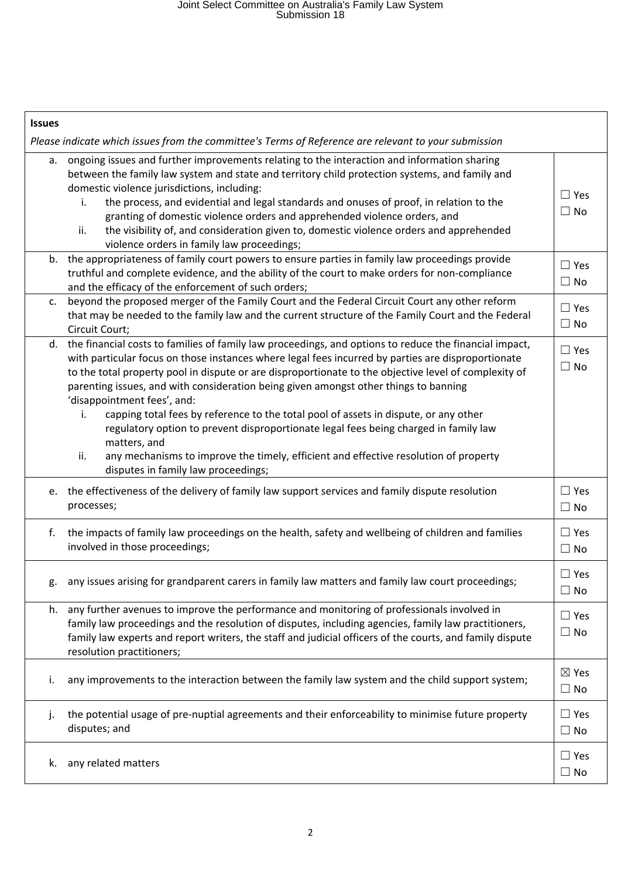| **Issues**<br>*Please indicate which issues from the committee's Terms of Reference are relevant to your submission* | |
|---|---|
| a. ongoing issues and further improvements relating to the interaction and information sharing between the family law system and state and territory child protection systems, and family and domestic violence jurisdictions, including:<br>i. the process, and evidential and legal standards and onuses of proof, in relation to the granting of domestic violence orders and apprehended violence orders, and<br>ii. the visibility of, and consideration given to, domestic violence orders and apprehended violence orders in family law proceedings; | ☐ Yes<br>☐ No |
| b. the appropriateness of family court powers to ensure parties in family law proceedings provide truthful and complete evidence, and the ability of the court to make orders for non-compliance and the efficacy of the enforcement of such orders; | ☐ Yes<br>☐ No |
| c. beyond the proposed merger of the Family Court and the Federal Circuit Court any other reform that may be needed to the family law and the current structure of the Family Court and the Federal Circuit Court; | ☐ Yes<br>☐ No |
| d. the financial costs to families of family law proceedings, and options to reduce the financial impact, with particular focus on those instances where legal fees incurred by parties are disproportionate to the total property pool in dispute or are disproportionate to the objective level of complexity of parenting issues, and with consideration being given amongst other things to banning 'disappointment fees', and:<br>i. capping total fees by reference to the total pool of assets in dispute, or any other regulatory option to prevent disproportionate legal fees being charged in family law matters, and<br>ii. any mechanisms to improve the timely, efficient and effective resolution of property disputes in family law proceedings; | ☐ Yes<br>☐ No |
| e. the effectiveness of the delivery of family law support services and family dispute resolution processes; | ☐ Yes<br>☐ No |
| f. the impacts of family law proceedings on the health, safety and wellbeing of children and families involved in those proceedings; | ☐ Yes<br>☐ No |
| g. any issues arising for grandparent carers in family law matters and family law court proceedings; | ☐ Yes<br>☐ No |
| h. any further avenues to improve the performance and monitoring of professionals involved in family law proceedings and the resolution of disputes, including agencies, family law practitioners, family law experts and report writers, the staff and judicial officers of the courts, and family dispute resolution practitioners; | ☐ Yes<br>☐ No |
| i. any improvements to the interaction between the family law system and the child support system; | ☒ Yes<br>☐ No |
| j. the potential usage of pre-nuptial agreements and their enforceability to minimise future property disputes; and | ☐ Yes<br>☐ No |
| k. any related matters | ☐ Yes<br>☐ No |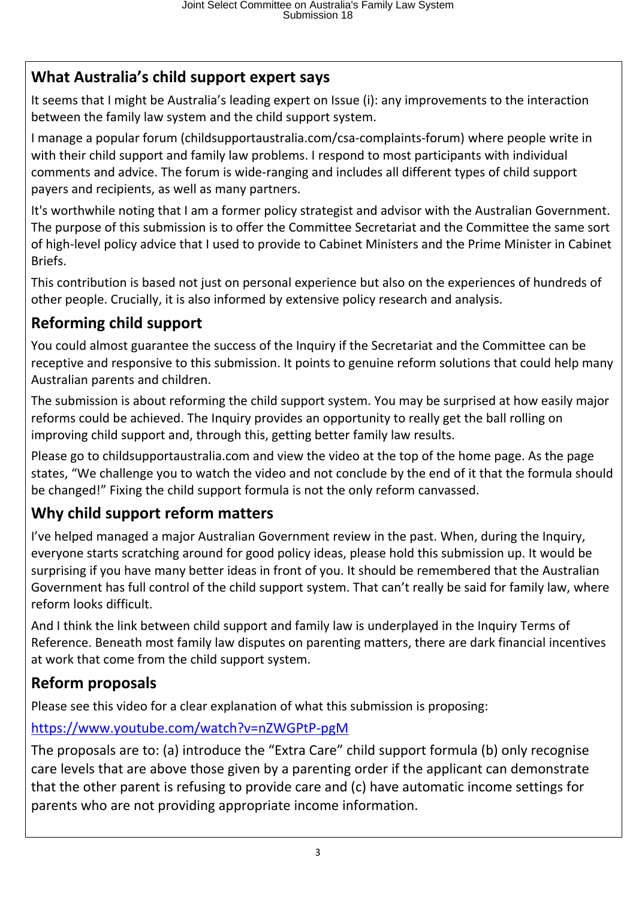## What Australia's child support expert says

It seems that I might be Australia's leading expert on Issue (i): any improvements to the interaction between the family law system and the child support system.

I manage a popular forum (childsupportaustralia.com/csa-complaints-forum) where people write in with their child support and family law problems. I respond to most participants with individual comments and advice. The forum is wide-ranging and includes all different types of child support payers and recipients, as well as many partners.

It's worthwhile noting that I am a former policy strategist and advisor with the Australian Government. The purpose of this submission is to offer the Committee Secretariat and the Committee the same sort of high-level policy advice that I used to provide to Cabinet Ministers and the Prime Minister in Cabinet Briefs.

This contribution is based not just on personal experience but also on the experiences of hundreds of other people. Crucially, it is also informed by extensive policy research and analysis.

## Reforming child support

You could almost guarantee the success of the Inquiry if the Secretariat and the Committee can be receptive and responsive to this submission. It points to genuine reform solutions that could help many Australian parents and children.

The submission is about reforming the child support system. You may be surprised at how easily major reforms could be achieved. The Inquiry provides an opportunity to really get the ball rolling on improving child support and, through this, getting better family law results.

Please go to childsupportaustralia.com and view the video at the top of the home page. As the page states, "We challenge you to watch the video and not conclude by the end of it that the formula should be changed!" Fixing the child support formula is not the only reform canvassed.

## Why child support reform matters

I've helped managed a major Australian Government review in the past. When, during the Inquiry, everyone starts scratching around for good policy ideas, please hold this submission up. It would be surprising if you have many better ideas in front of you. It should be remembered that the Australian Government has full control of the child support system. That can't really be said for family law, where reform looks difficult.

And I think the link between child support and family law is underplayed in the Inquiry Terms of Reference. Beneath most family law disputes on parenting matters, there are dark financial incentives at work that come from the child support system.

## Reform proposals

Please see this video for a clear explanation of what this submission is proposing:

https://www.youtube.com/watch?v=nZWGPtP-pgM

The proposals are to: (a) introduce the "Extra Care" child support formula (b) only recognise care levels that are above those given by a parenting order if the applicant can demonstrate that the other parent is refusing to provide care and (c) have automatic income settings for parents who are not providing appropriate income information.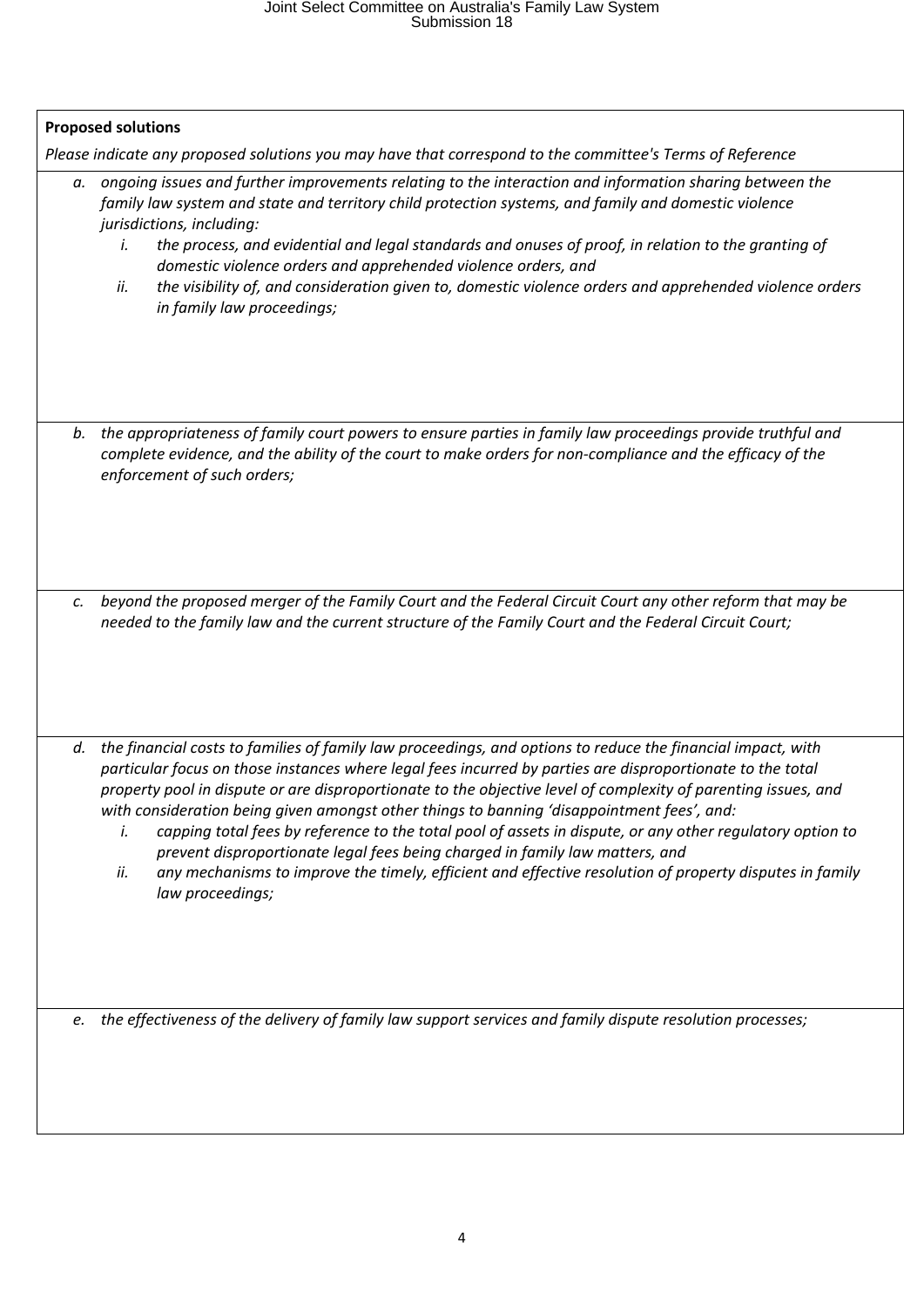**Proposed solutions**

*Please indicate any proposed solutions you may have that correspond to the committee's Terms of Reference*

a. *ongoing issues and further improvements relating to the interaction and information sharing between the family law system and state and territory child protection systems, and family and domestic violence jurisdictions, including:*
   i. *the process, and evidential and legal standards and onuses of proof, in relation to the granting of domestic violence orders and apprehended violence orders, and*
   ii. *the visibility of, and consideration given to, domestic violence orders and apprehended violence orders in family law proceedings;*

b. *the appropriateness of family court powers to ensure parties in family law proceedings provide truthful and complete evidence, and the ability of the court to make orders for non-compliance and the efficacy of the enforcement of such orders;*

c. *beyond the proposed merger of the Family Court and the Federal Circuit Court any other reform that may be needed to the family law and the current structure of the Family Court and the Federal Circuit Court;*

d. *the financial costs to families of family law proceedings, and options to reduce the financial impact, with particular focus on those instances where legal fees incurred by parties are disproportionate to the total property pool in dispute or are disproportionate to the objective level of complexity of parenting issues, and with consideration being given amongst other things to banning 'disappointment fees', and:*
   i. *capping total fees by reference to the total pool of assets in dispute, or any other regulatory option to prevent disproportionate legal fees being charged in family law matters, and*
   ii. *any mechanisms to improve the timely, efficient and effective resolution of property disputes in family law proceedings;*

e. *the effectiveness of the delivery of family law support services and family dispute resolution processes;*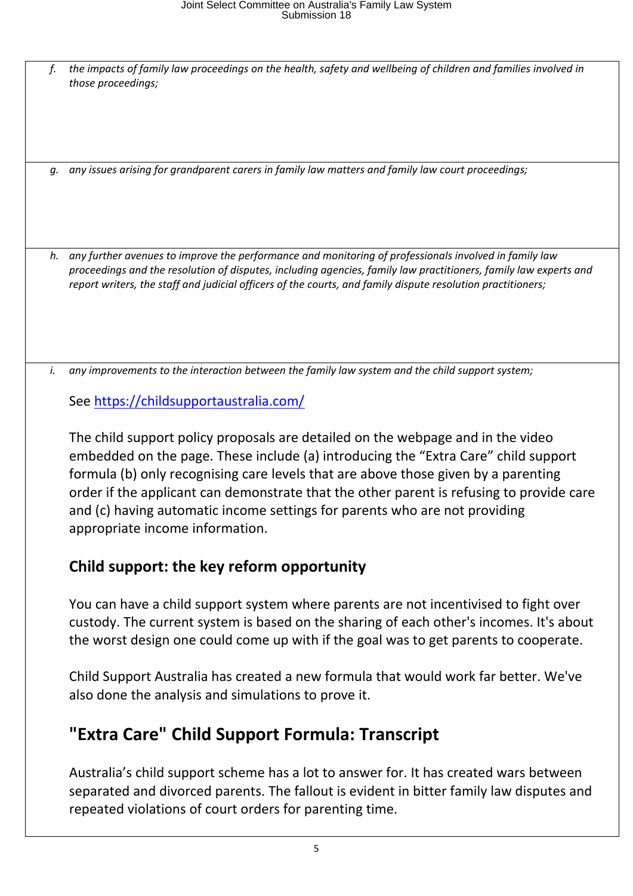*f. the impacts of family law proceedings on the health, safety and wellbeing of children and families involved in those proceedings;*

*g. any issues arising for grandparent carers in family law matters and family law court proceedings;*

*h. any further avenues to improve the performance and monitoring of professionals involved in family law proceedings and the resolution of disputes, including agencies, family law practitioners, family law experts and report writers, the staff and judicial officers of the courts, and family dispute resolution practitioners;*

*i. any improvements to the interaction between the family law system and the child support system;*

See https://childsupportaustralia.com/

The child support policy proposals are detailed on the webpage and in the video embedded on the page. These include (a) introducing the "Extra Care" child support formula (b) only recognising care levels that are above those given by a parenting order if the applicant can demonstrate that the other parent is refusing to provide care and (c) having automatic income settings for parents who are not providing appropriate income information.

### Child support: the key reform opportunity

You can have a child support system where parents are not incentivised to fight over custody. The current system is based on the sharing of each other's incomes. It's about the worst design one could come up with if the goal was to get parents to cooperate.

Child Support Australia has created a new formula that would work far better. We've also done the analysis and simulations to prove it.

## "Extra Care" Child Support Formula: Transcript

Australia's child support scheme has a lot to answer for. It has created wars between separated and divorced parents. The fallout is evident in bitter family law disputes and repeated violations of court orders for parenting time.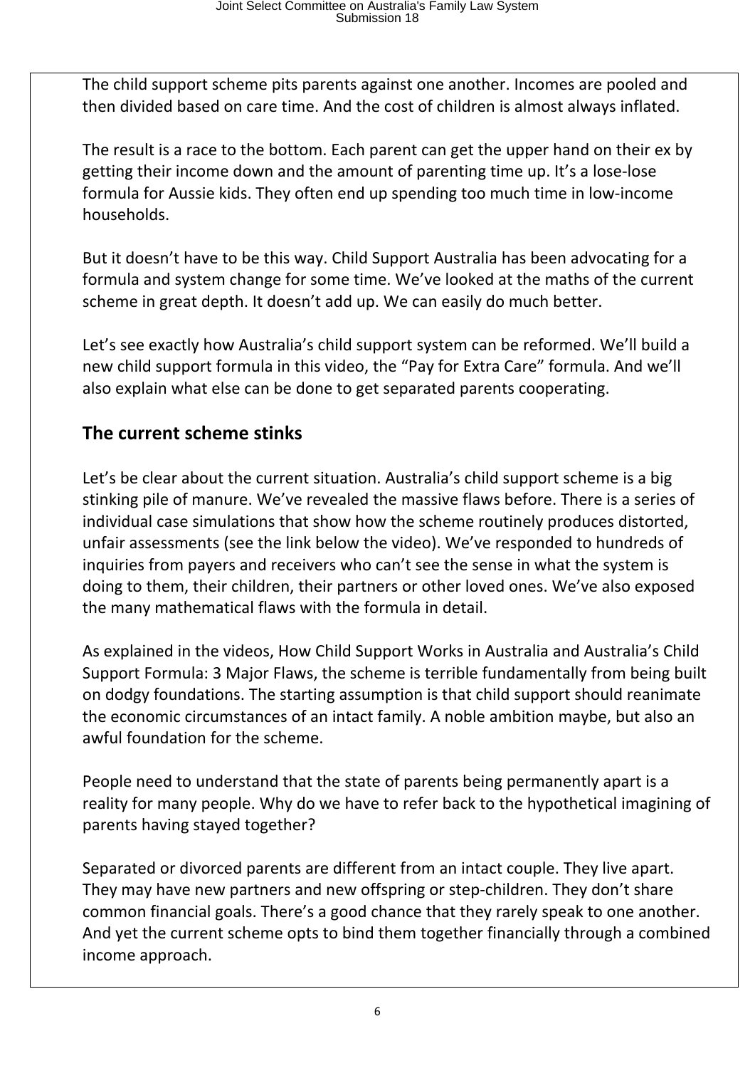The child support scheme pits parents against one another. Incomes are pooled and then divided based on care time. And the cost of children is almost always inflated.

The result is a race to the bottom. Each parent can get the upper hand on their ex by getting their income down and the amount of parenting time up. It's a lose-lose formula for Aussie kids. They often end up spending too much time in low-income households.

But it doesn't have to be this way. Child Support Australia has been advocating for a formula and system change for some time. We've looked at the maths of the current scheme in great depth. It doesn't add up. We can easily do much better.

Let's see exactly how Australia's child support system can be reformed. We'll build a new child support formula in this video, the "Pay for Extra Care" formula. And we'll also explain what else can be done to get separated parents cooperating.

## The current scheme stinks

Let's be clear about the current situation. Australia's child support scheme is a big stinking pile of manure. We've revealed the massive flaws before. There is a series of individual case simulations that show how the scheme routinely produces distorted, unfair assessments (see the link below the video). We've responded to hundreds of inquiries from payers and receivers who can't see the sense in what the system is doing to them, their children, their partners or other loved ones. We've also exposed the many mathematical flaws with the formula in detail.

As explained in the videos, How Child Support Works in Australia and Australia's Child Support Formula: 3 Major Flaws, the scheme is terrible fundamentally from being built on dodgy foundations. The starting assumption is that child support should reanimate the economic circumstances of an intact family. A noble ambition maybe, but also an awful foundation for the scheme.

People need to understand that the state of parents being permanently apart is a reality for many people. Why do we have to refer back to the hypothetical imagining of parents having stayed together?

Separated or divorced parents are different from an intact couple. They live apart. They may have new partners and new offspring or step-children. They don't share common financial goals. There's a good chance that they rarely speak to one another. And yet the current scheme opts to bind them together financially through a combined income approach.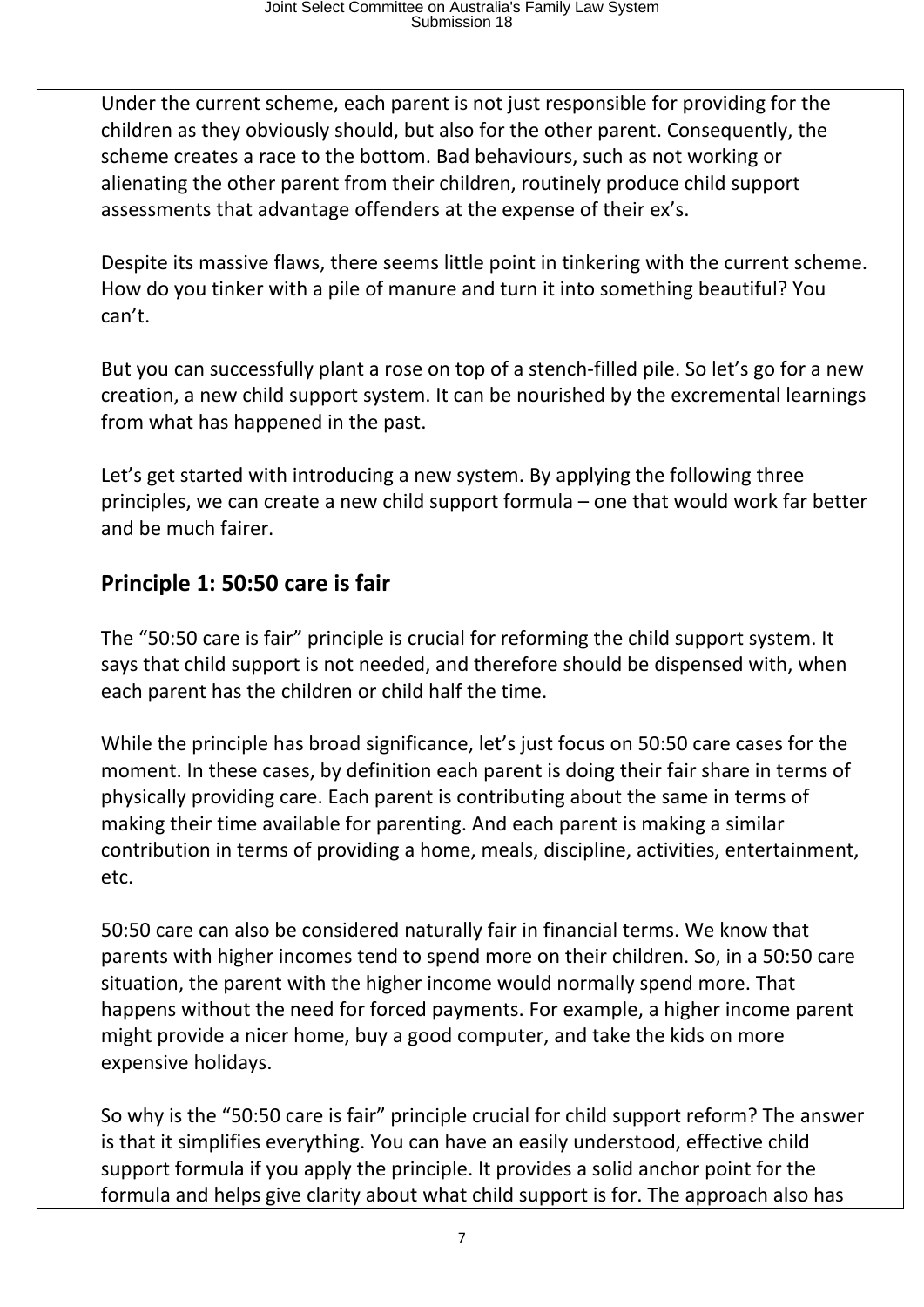Under the current scheme, each parent is not just responsible for providing for the children as they obviously should, but also for the other parent. Consequently, the scheme creates a race to the bottom. Bad behaviours, such as not working or alienating the other parent from their children, routinely produce child support assessments that advantage offenders at the expense of their ex's.

Despite its massive flaws, there seems little point in tinkering with the current scheme. How do you tinker with a pile of manure and turn it into something beautiful? You can't.

But you can successfully plant a rose on top of a stench-filled pile. So let's go for a new creation, a new child support system. It can be nourished by the excremental learnings from what has happened in the past.

Let's get started with introducing a new system. By applying the following three principles, we can create a new child support formula – one that would work far better and be much fairer.

## Principle 1: 50:50 care is fair

The "50:50 care is fair" principle is crucial for reforming the child support system. It says that child support is not needed, and therefore should be dispensed with, when each parent has the children or child half the time.

While the principle has broad significance, let's just focus on 50:50 care cases for the moment. In these cases, by definition each parent is doing their fair share in terms of physically providing care. Each parent is contributing about the same in terms of making their time available for parenting. And each parent is making a similar contribution in terms of providing a home, meals, discipline, activities, entertainment, etc.

50:50 care can also be considered naturally fair in financial terms. We know that parents with higher incomes tend to spend more on their children. So, in a 50:50 care situation, the parent with the higher income would normally spend more. That happens without the need for forced payments. For example, a higher income parent might provide a nicer home, buy a good computer, and take the kids on more expensive holidays.

So why is the "50:50 care is fair" principle crucial for child support reform? The answer is that it simplifies everything. You can have an easily understood, effective child support formula if you apply the principle. It provides a solid anchor point for the formula and helps give clarity about what child support is for. The approach also has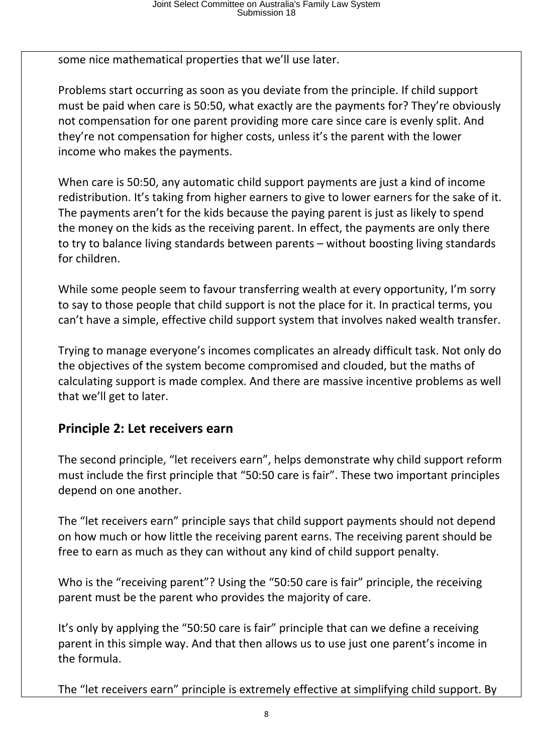some nice mathematical properties that we'll use later.

Problems start occurring as soon as you deviate from the principle. If child support must be paid when care is 50:50, what exactly are the payments for? They're obviously not compensation for one parent providing more care since care is evenly split. And they're not compensation for higher costs, unless it's the parent with the lower income who makes the payments.

When care is 50:50, any automatic child support payments are just a kind of income redistribution. It's taking from higher earners to give to lower earners for the sake of it. The payments aren't for the kids because the paying parent is just as likely to spend the money on the kids as the receiving parent. In effect, the payments are only there to try to balance living standards between parents – without boosting living standards for children.

While some people seem to favour transferring wealth at every opportunity, I'm sorry to say to those people that child support is not the place for it. In practical terms, you can't have a simple, effective child support system that involves naked wealth transfer.

Trying to manage everyone's incomes complicates an already difficult task. Not only do the objectives of the system become compromised and clouded, but the maths of calculating support is made complex. And there are massive incentive problems as well that we'll get to later.

## Principle 2: Let receivers earn

The second principle, "let receivers earn", helps demonstrate why child support reform must include the first principle that "50:50 care is fair". These two important principles depend on one another.

The "let receivers earn" principle says that child support payments should not depend on how much or how little the receiving parent earns. The receiving parent should be free to earn as much as they can without any kind of child support penalty.

Who is the "receiving parent"? Using the "50:50 care is fair" principle, the receiving parent must be the parent who provides the majority of care.

It's only by applying the "50:50 care is fair" principle that can we define a receiving parent in this simple way. And that then allows us to use just one parent's income in the formula.

The "let receivers earn" principle is extremely effective at simplifying child support. By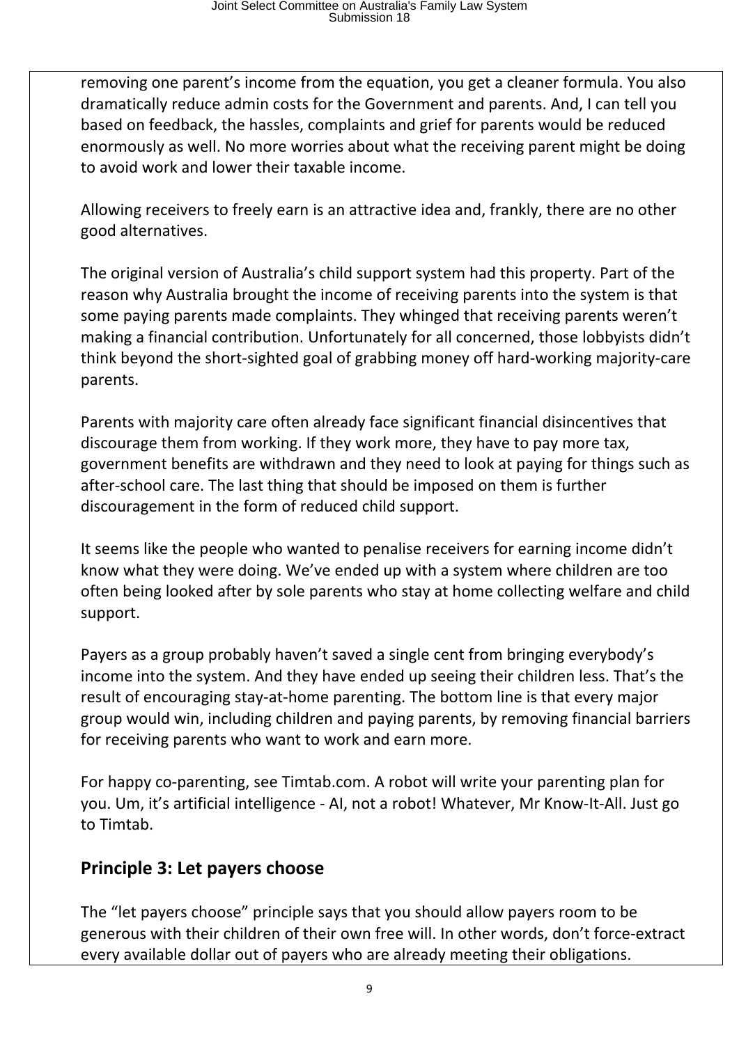removing one parent's income from the equation, you get a cleaner formula. You also dramatically reduce admin costs for the Government and parents. And, I can tell you based on feedback, the hassles, complaints and grief for parents would be reduced enormously as well. No more worries about what the receiving parent might be doing to avoid work and lower their taxable income.

Allowing receivers to freely earn is an attractive idea and, frankly, there are no other good alternatives.

The original version of Australia's child support system had this property. Part of the reason why Australia brought the income of receiving parents into the system is that some paying parents made complaints. They whinged that receiving parents weren't making a financial contribution. Unfortunately for all concerned, those lobbyists didn't think beyond the short-sighted goal of grabbing money off hard-working majority-care parents.

Parents with majority care often already face significant financial disincentives that discourage them from working. If they work more, they have to pay more tax, government benefits are withdrawn and they need to look at paying for things such as after-school care. The last thing that should be imposed on them is further discouragement in the form of reduced child support.

It seems like the people who wanted to penalise receivers for earning income didn't know what they were doing. We've ended up with a system where children are too often being looked after by sole parents who stay at home collecting welfare and child support.

Payers as a group probably haven't saved a single cent from bringing everybody's income into the system. And they have ended up seeing their children less. That's the result of encouraging stay-at-home parenting. The bottom line is that every major group would win, including children and paying parents, by removing financial barriers for receiving parents who want to work and earn more.

For happy co-parenting, see Timtab.com. A robot will write your parenting plan for you. Um, it's artificial intelligence - AI, not a robot! Whatever, Mr Know-It-All. Just go to Timtab.

## Principle 3: Let payers choose

The "let payers choose" principle says that you should allow payers room to be generous with their children of their own free will. In other words, don't force-extract every available dollar out of payers who are already meeting their obligations.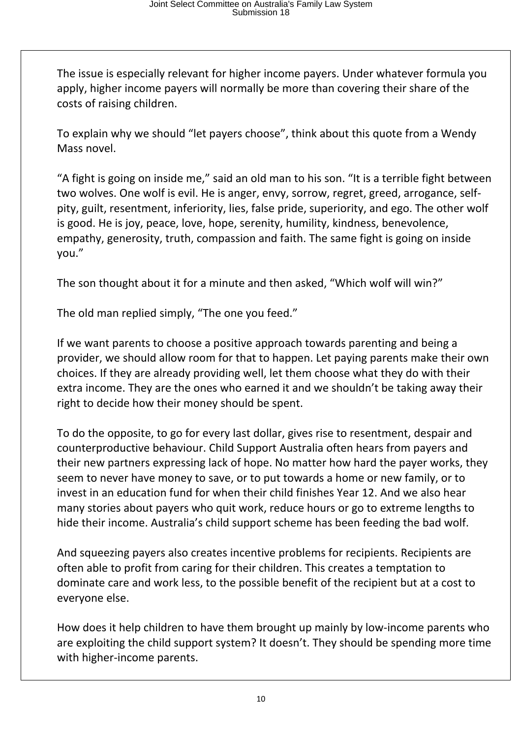The issue is especially relevant for higher income payers. Under whatever formula you apply, higher income payers will normally be more than covering their share of the costs of raising children.

To explain why we should "let payers choose", think about this quote from a Wendy Mass novel.

"A fight is going on inside me," said an old man to his son. "It is a terrible fight between two wolves. One wolf is evil. He is anger, envy, sorrow, regret, greed, arrogance, self-pity, guilt, resentment, inferiority, lies, false pride, superiority, and ego. The other wolf is good. He is joy, peace, love, hope, serenity, humility, kindness, benevolence, empathy, generosity, truth, compassion and faith. The same fight is going on inside you."

The son thought about it for a minute and then asked, "Which wolf will win?"

The old man replied simply, "The one you feed."

If we want parents to choose a positive approach towards parenting and being a provider, we should allow room for that to happen. Let paying parents make their own choices. If they are already providing well, let them choose what they do with their extra income. They are the ones who earned it and we shouldn't be taking away their right to decide how their money should be spent.

To do the opposite, to go for every last dollar, gives rise to resentment, despair and counterproductive behaviour. Child Support Australia often hears from payers and their new partners expressing lack of hope. No matter how hard the payer works, they seem to never have money to save, or to put towards a home or new family, or to invest in an education fund for when their child finishes Year 12. And we also hear many stories about payers who quit work, reduce hours or go to extreme lengths to hide their income. Australia's child support scheme has been feeding the bad wolf.

And squeezing payers also creates incentive problems for recipients. Recipients are often able to profit from caring for their children. This creates a temptation to dominate care and work less, to the possible benefit of the recipient but at a cost to everyone else.

How does it help children to have them brought up mainly by low-income parents who are exploiting the child support system? It doesn't. They should be spending more time with higher-income parents.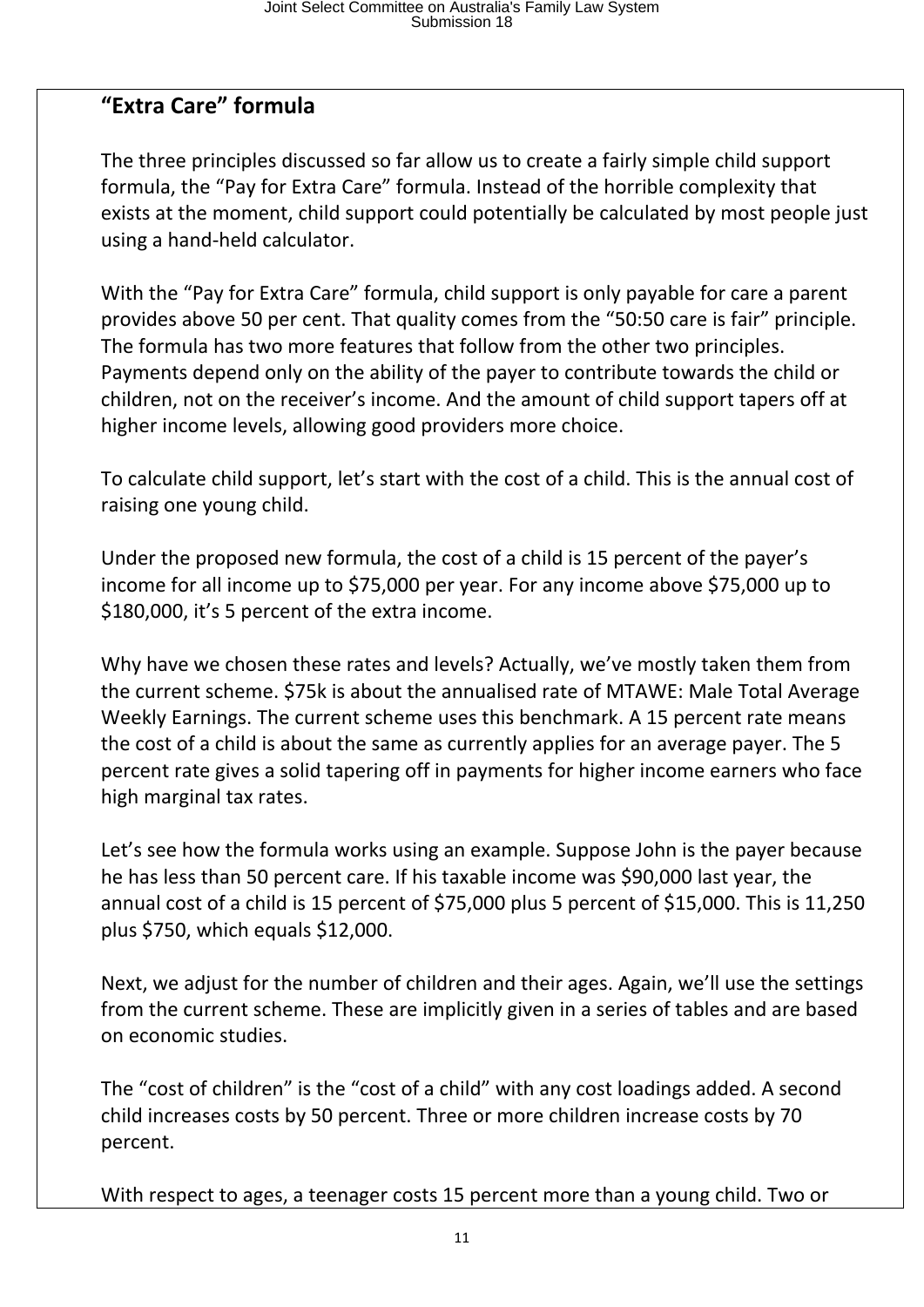## "Extra Care" formula

The three principles discussed so far allow us to create a fairly simple child support formula, the "Pay for Extra Care" formula. Instead of the horrible complexity that exists at the moment, child support could potentially be calculated by most people just using a hand-held calculator.

With the "Pay for Extra Care" formula, child support is only payable for care a parent provides above 50 per cent. That quality comes from the "50:50 care is fair" principle. The formula has two more features that follow from the other two principles. Payments depend only on the ability of the payer to contribute towards the child or children, not on the receiver's income. And the amount of child support tapers off at higher income levels, allowing good providers more choice.

To calculate child support, let's start with the cost of a child. This is the annual cost of raising one young child.

Under the proposed new formula, the cost of a child is 15 percent of the payer's income for all income up to $75,000 per year. For any income above $75,000 up to $180,000, it's 5 percent of the extra income.

Why have we chosen these rates and levels? Actually, we've mostly taken them from the current scheme. $75k is about the annualised rate of MTAWE: Male Total Average Weekly Earnings. The current scheme uses this benchmark. A 15 percent rate means the cost of a child is about the same as currently applies for an average payer. The 5 percent rate gives a solid tapering off in payments for higher income earners who face high marginal tax rates.

Let's see how the formula works using an example. Suppose John is the payer because he has less than 50 percent care. If his taxable income was $90,000 last year, the annual cost of a child is 15 percent of $75,000 plus 5 percent of $15,000. This is 11,250 plus $750, which equals $12,000.

Next, we adjust for the number of children and their ages. Again, we'll use the settings from the current scheme. These are implicitly given in a series of tables and are based on economic studies.

The "cost of children" is the "cost of a child" with any cost loadings added. A second child increases costs by 50 percent. Three or more children increase costs by 70 percent.

With respect to ages, a teenager costs 15 percent more than a young child. Two or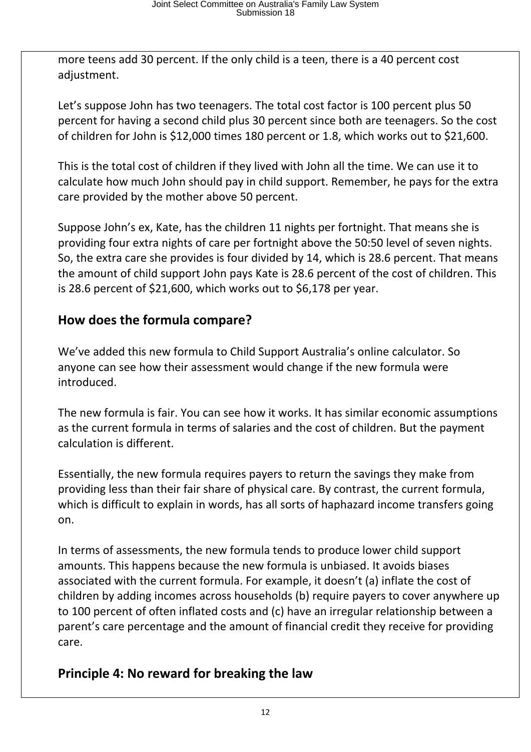more teens add 30 percent. If the only child is a teen, there is a 40 percent cost adjustment.

Let's suppose John has two teenagers. The total cost factor is 100 percent plus 50 percent for having a second child plus 30 percent since both are teenagers. So the cost of children for John is $12,000 times 180 percent or 1.8, which works out to $21,600.

This is the total cost of children if they lived with John all the time. We can use it to calculate how much John should pay in child support. Remember, he pays for the extra care provided by the mother above 50 percent.

Suppose John's ex, Kate, has the children 11 nights per fortnight. That means she is providing four extra nights of care per fortnight above the 50:50 level of seven nights. So, the extra care she provides is four divided by 14, which is 28.6 percent. That means the amount of child support John pays Kate is 28.6 percent of the cost of children. This is 28.6 percent of $21,600, which works out to $6,178 per year.

## How does the formula compare?

We've added this new formula to Child Support Australia's online calculator. So anyone can see how their assessment would change if the new formula were introduced.

The new formula is fair. You can see how it works. It has similar economic assumptions as the current formula in terms of salaries and the cost of children. But the payment calculation is different.

Essentially, the new formula requires payers to return the savings they make from providing less than their fair share of physical care. By contrast, the current formula, which is difficult to explain in words, has all sorts of haphazard income transfers going on.

In terms of assessments, the new formula tends to produce lower child support amounts. This happens because the new formula is unbiased. It avoids biases associated with the current formula. For example, it doesn't (a) inflate the cost of children by adding incomes across households (b) require payers to cover anywhere up to 100 percent of often inflated costs and (c) have an irregular relationship between a parent's care percentage and the amount of financial credit they receive for providing care.

## Principle 4: No reward for breaking the law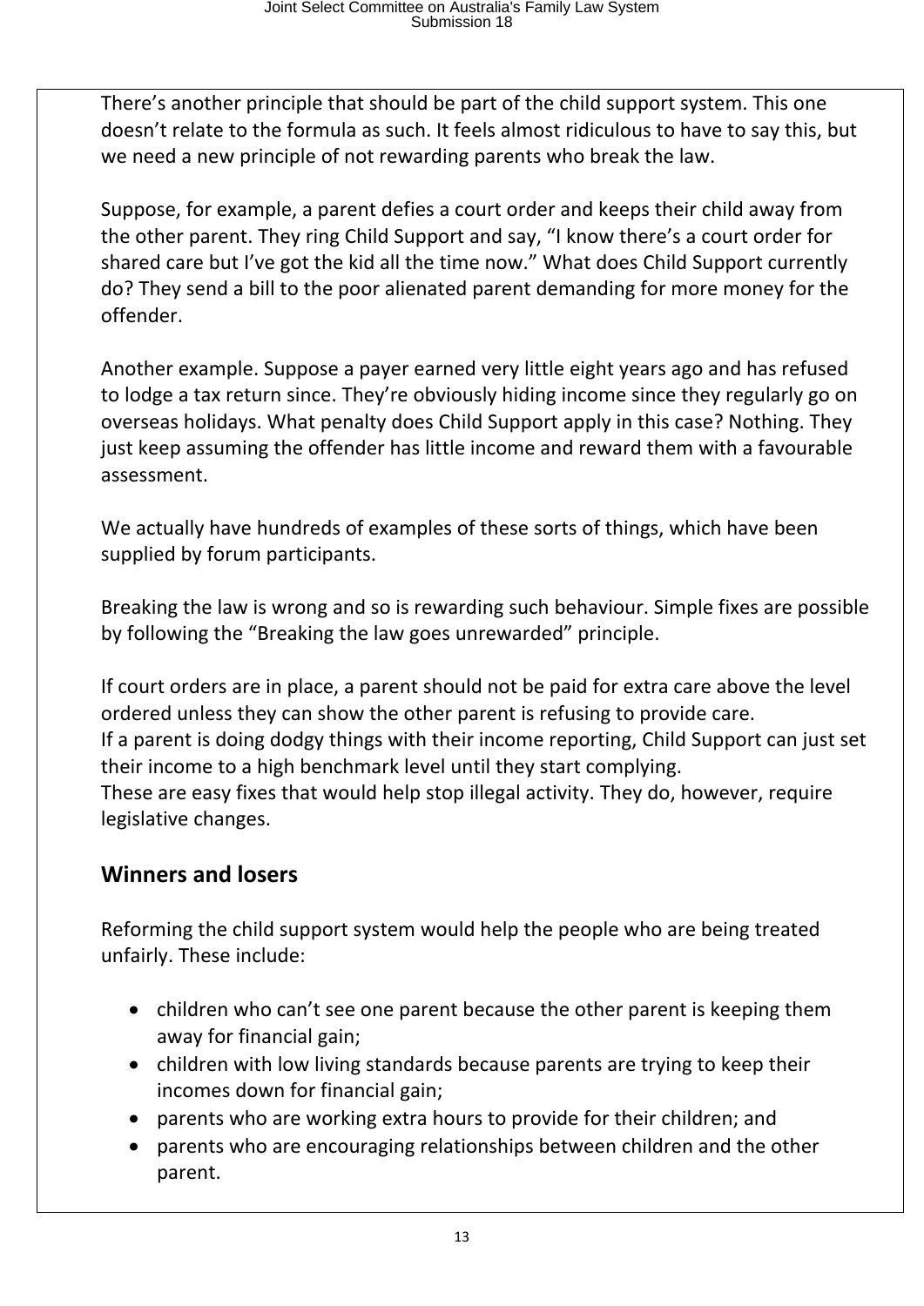There's another principle that should be part of the child support system. This one doesn't relate to the formula as such. It feels almost ridiculous to have to say this, but we need a new principle of not rewarding parents who break the law.

Suppose, for example, a parent defies a court order and keeps their child away from the other parent. They ring Child Support and say, "I know there's a court order for shared care but I've got the kid all the time now." What does Child Support currently do? They send a bill to the poor alienated parent demanding for more money for the offender.

Another example. Suppose a payer earned very little eight years ago and has refused to lodge a tax return since. They're obviously hiding income since they regularly go on overseas holidays. What penalty does Child Support apply in this case? Nothing. They just keep assuming the offender has little income and reward them with a favourable assessment.

We actually have hundreds of examples of these sorts of things, which have been supplied by forum participants.

Breaking the law is wrong and so is rewarding such behaviour. Simple fixes are possible by following the "Breaking the law goes unrewarded" principle.

If court orders are in place, a parent should not be paid for extra care above the level ordered unless they can show the other parent is refusing to provide care.
If a parent is doing dodgy things with their income reporting, Child Support can just set their income to a high benchmark level until they start complying.
These are easy fixes that would help stop illegal activity. They do, however, require legislative changes.

## Winners and losers

Reforming the child support system would help the people who are being treated unfairly. These include:

- children who can't see one parent because the other parent is keeping them away for financial gain;
- children with low living standards because parents are trying to keep their incomes down for financial gain;
- parents who are working extra hours to provide for their children; and
- parents who are encouraging relationships between children and the other parent.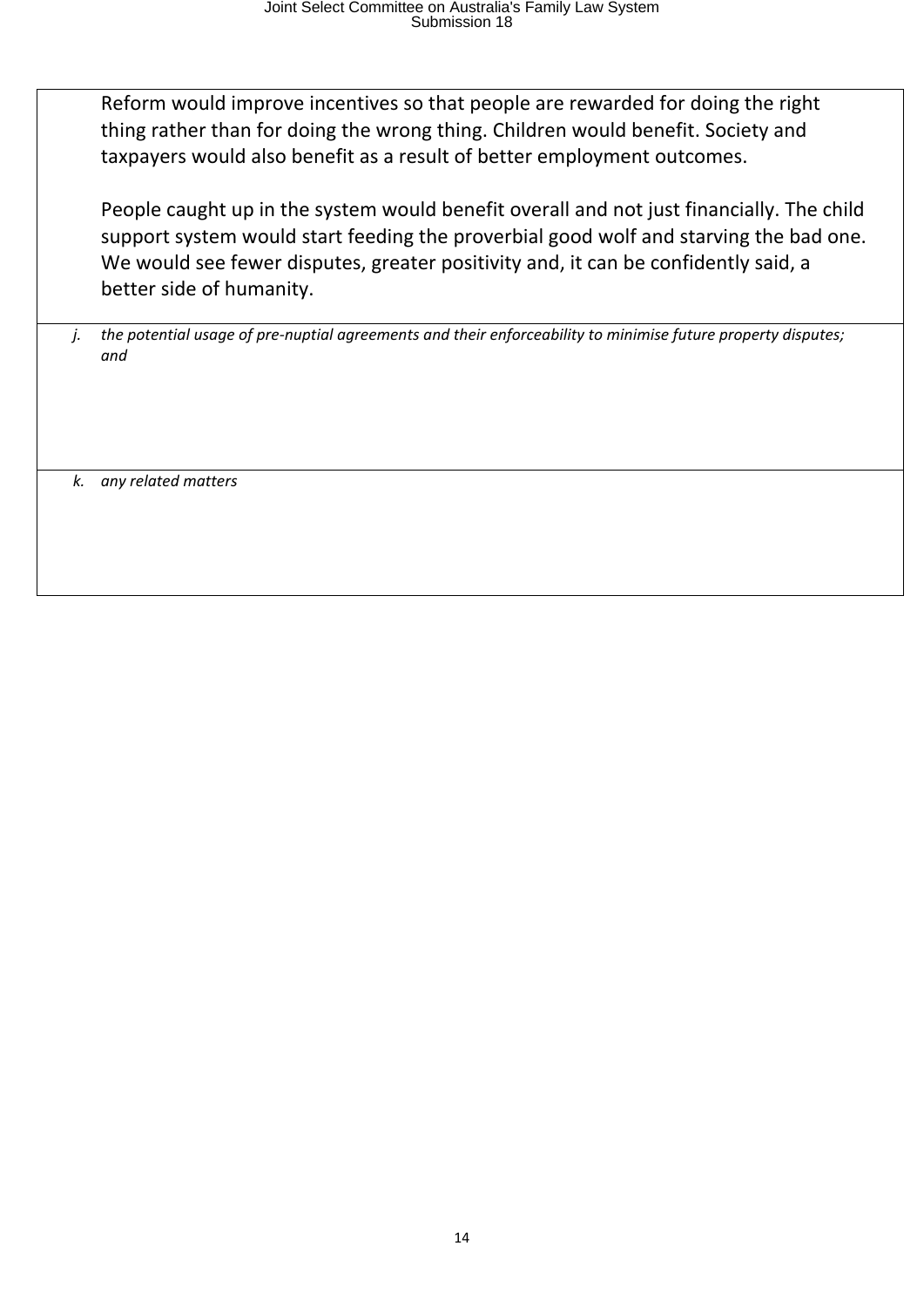| | |
|---|---|
| | Reform would improve incentives so that people are rewarded for doing the right thing rather than for doing the wrong thing. Children would benefit. Society and taxpayers would also benefit as a result of better employment outcomes.<br><br>People caught up in the system would benefit overall and not just financially. The child support system would start feeding the proverbial good wolf and starving the bad one. We would see fewer disputes, greater positivity and, it can be confidently said, a better side of humanity. |
| *j.* | *the potential usage of pre-nuptial agreements and their enforceability to minimise future property disputes; and* |
| *k.* | *any related matters* |